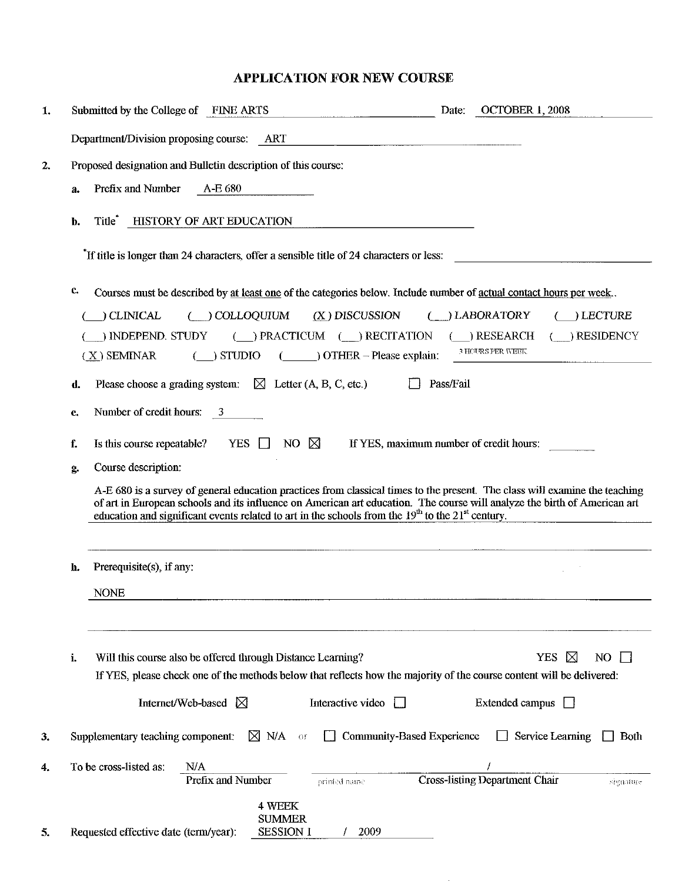# APPLICATION FOR NEW COURSE

1. Submitted by the College of FINE ARTS Date: OCTOBER 1, 2008

   Department/Division proposing course: ART

2. Proposed designation and Bulletin description of this course:

   a. Prefix and Number A-E 680

   b. Title* HISTORY OF ART EDUCATION

   *If title is longer than 24 characters, offer a sensible title of 24 characters or less: ______

   c. Courses must be described by at least one of the categories below. Include number of actual contact hours per week..

   ( ) CLINICAL ( ) COLLOQUIUM (X) DISCUSSION ( ) LABORATORY ( ) LECTURE
   ( ) INDEPEND. STUDY ( ) PRACTICUM ( ) RECITATION ( ) RESEARCH ( ) RESIDENCY
   (X) SEMINAR ( ) STUDIO ( ) OTHER – Please explain: 3 HOURS PER WEEK

   d. Please choose a grading system: ☒ Letter (A, B, C, etc.) ☐ Pass/Fail

   e. Number of credit hours: 3

   f. Is this course repeatable? YES ☐ NO ☒ If YES, maximum number of credit hours: ______

   g. Course description:

   A-E 680 is a survey of general education practices from classical times to the present. The class will examine the teaching of art in European schools and its influence on American art education. The course will analyze the birth of American art education and significant events related to art in the schools from the 19th to the 21st century.

   h. Prerequisite(s), if any:

   NONE

   i. Will this course also be offered through Distance Learning? YES ☒ NO ☐

   If YES, please check one of the methods below that reflects how the majority of the course content will be delivered:

   Internet/Web-based ☒ Interactive video ☐ Extended campus ☐

3. Supplementary teaching component: ☒ N/A or ☐ Community-Based Experience ☐ Service Learning ☐ Both

4. To be cross-listed as: N/A
   Prefix and Number ______ printed name / Cross-listing Department Chair signature

5. Requested effective date (term/year): 4 WEEK SUMMER SESSION I / 2009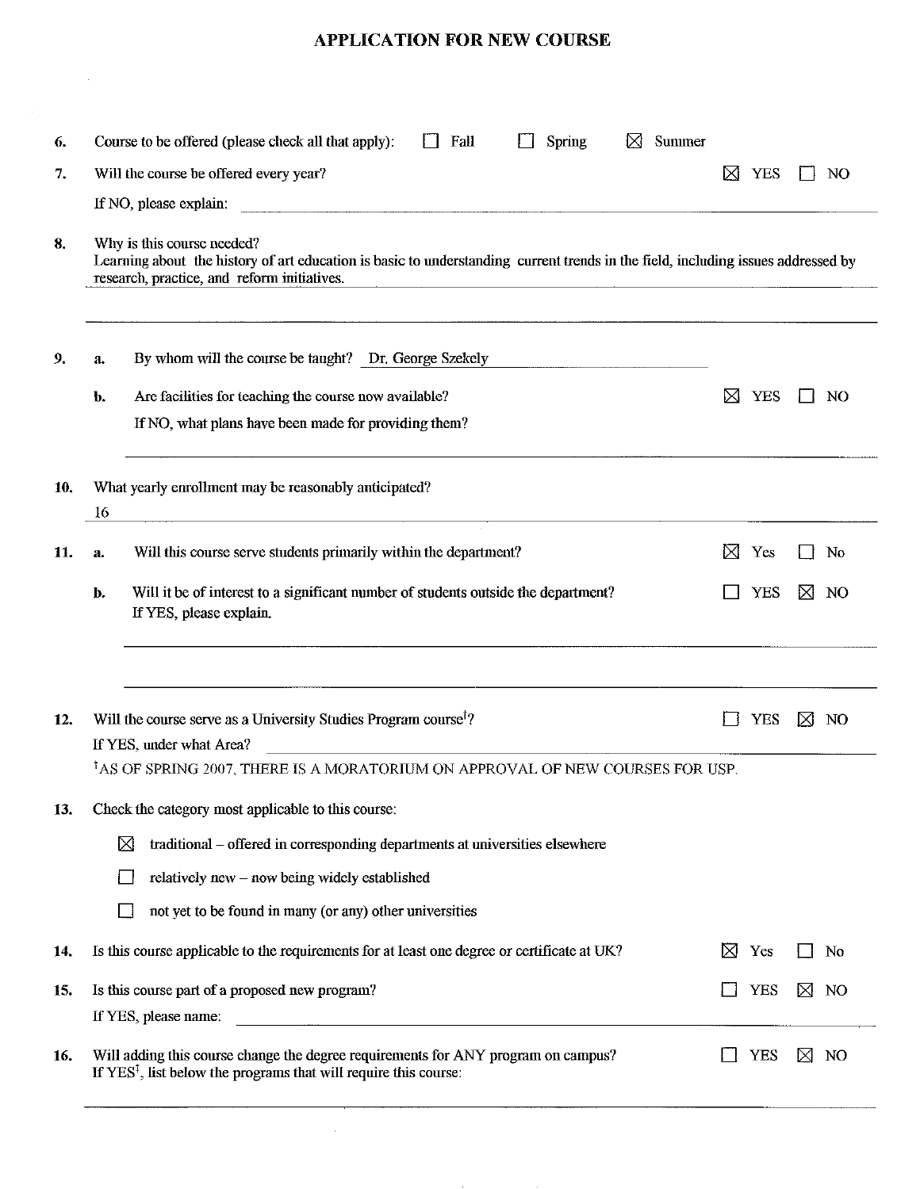# APPLICATION FOR NEW COURSE

6. Course to be offered (please check all that apply): ☐ Fall ☐ Spring ☒ Summer

7. Will the course be offered every year? ☒ YES ☐ NO

   If NO, please explain:

8. Why is this course needed?
   Learning about the history of art education is basic to understanding current trends in the field, including issues addressed by research, practice, and reform initiatives.

9. a. By whom will the course be taught? Dr. George Szekely

   b. Are facilities for teaching the course now available? ☒ YES ☐ NO

   If NO, what plans have been made for providing them?

10. What yearly enrollment may be reasonably anticipated?
    16

11. a. Will this course serve students primarily within the department? ☒ Yes ☐ No

    b. Will it be of interest to a significant number of students outside the department? ☐ YES ☒ NO
    If YES, please explain.

12. Will the course serve as a University Studies Program course[†]? ☐ YES ☒ NO
    If YES, under what Area?
    [†]AS OF SPRING 2007, THERE IS A MORATORIUM ON APPROVAL OF NEW COURSES FOR USP.

13. Check the category most applicable to this course:

    ☒ traditional – offered in corresponding departments at universities elsewhere

    ☐ relatively new – now being widely established

    ☐ not yet to be found in many (or any) other universities

14. Is this course applicable to the requirements for at least one degree or certificate at UK? ☒ Yes ☐ No

15. Is this course part of a proposed new program? ☐ YES ☒ NO
    If YES, please name:

16. Will adding this course change the degree requirements for ANY program on campus? ☐ YES ☒ NO
    If YES[‡], list below the programs that will require this course: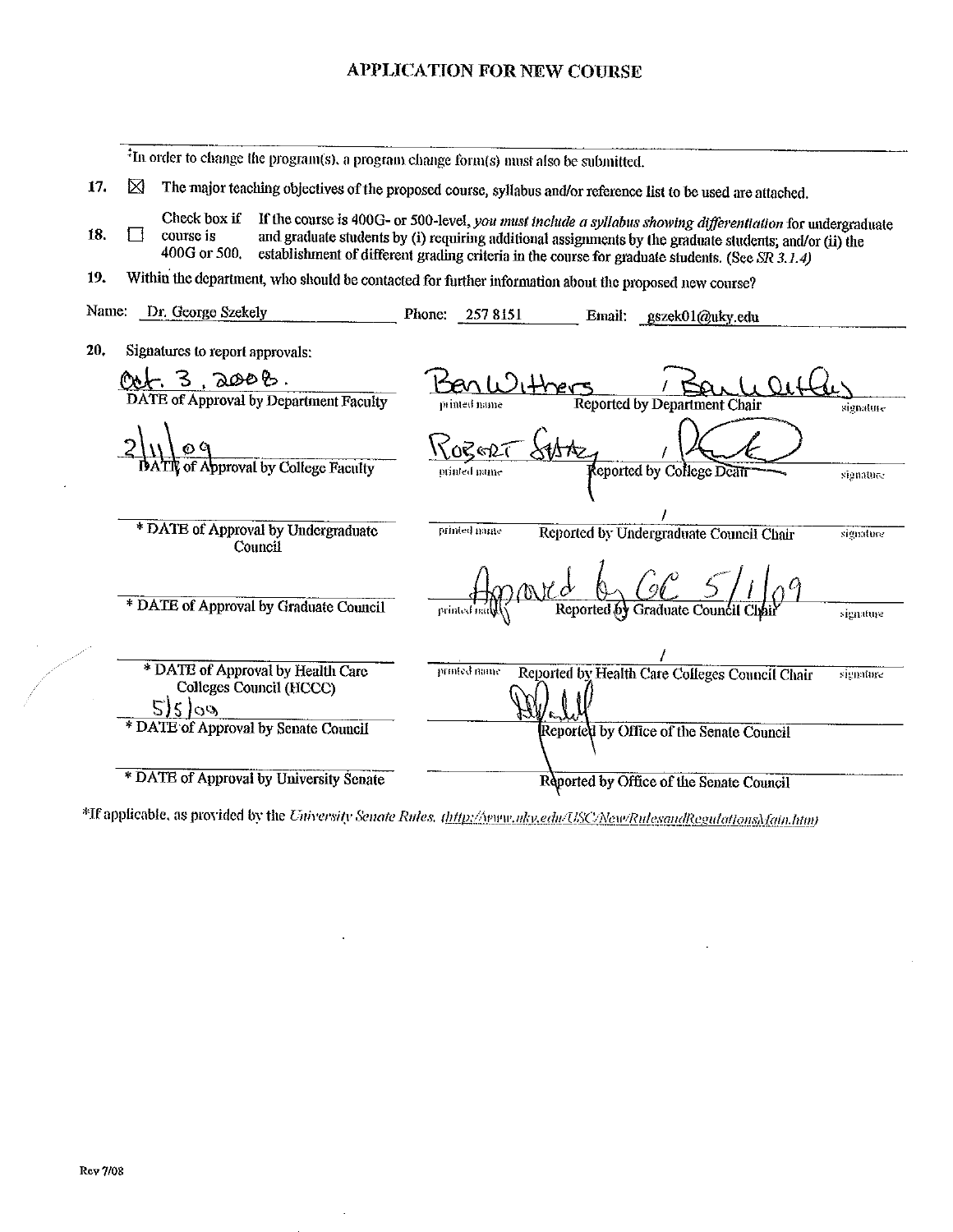# APPLICATION FOR NEW COURSE

¹In order to change the program(s), a program change form(s) must also be submitted.

17. ☒ The major teaching objectives of the proposed course, syllabus and/or reference list to be used are attached.

18. ☐ Check box if course is 400G or 500. If the course is 400G- or 500-level, *you must include a syllabus showing differentiation* for undergraduate and graduate students by (i) requiring additional assignments by the graduate students; and/or (ii) the establishment of different grading criteria in the course for graduate students. (See *SR 3.1.4*)

19. Within the department, who should be contacted for further information about the proposed new course?

Name: Dr. George Szekely    Phone: 257 8151    Email: gszek01@uky.edu

20. Signatures to report approvals:

| | |
|---|---|
| Oct. 3, 2008. | Ben Withers / [signature] |
| DATE of Approval by Department Faculty | printed name  Reported by Department Chair  signature |
| 2/11/09 | Robert Shay / [signature] |
| DATE of Approval by College Faculty | printed name  Reported by College Dean  signature |
| | / |
| * DATE of Approval by Undergraduate Council | printed name  Reported by Undergraduate Council Chair  signature |
| | Approved by GC 5/1/09 |
| * DATE of Approval by Graduate Council | printed name  Reported by Graduate Council Chair  signature |
| | / |
| * DATE of Approval by Health Care Colleges Council (HCCC) | printed name  Reported by Health Care Colleges Council Chair  signature |
| 5/5/09 | [signature] |
| * DATE of Approval by Senate Council | Reported by Office of the Senate Council |
| | |
| * DATE of Approval by University Senate | Reported by Office of the Senate Council |

*If applicable, as provided by the *University Senate Rules*. (*http://www.uky.edu/USC/New/RulesandRegulationsMain.htm*)

Rev 7/08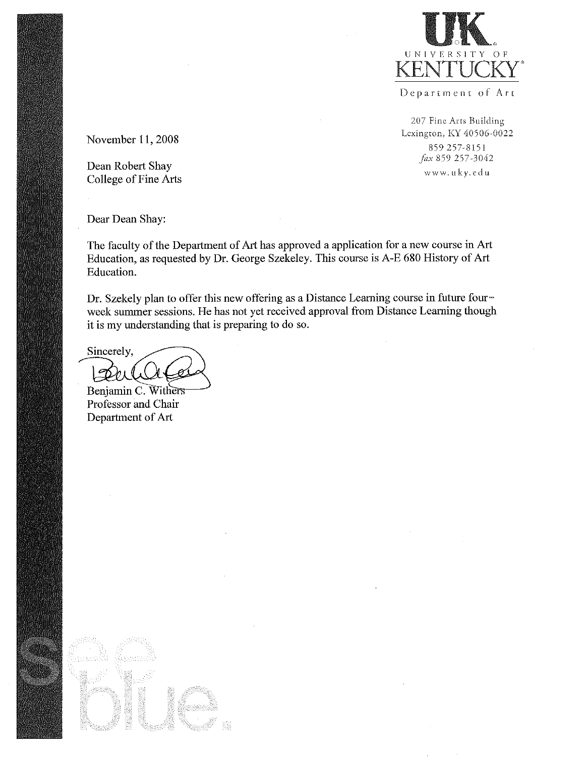UK
UNIVERSITY OF
KENTUCKY

Department of Art

207 Fine Arts Building
Lexington, KY 40506-0022
859 257-8151
*fax* 859 257-3042
www.uky.edu

November 11, 2008

Dean Robert Shay
College of Fine Arts

Dear Dean Shay:

The faculty of the Department of Art has approved a application for a new course in Art Education, as requested by Dr. George Szekeley. This course is A-E 680 History of Art Education.

Dr. Szekely plan to offer this new offering as a Distance Learning course in future four-week summer sessions. He has not yet received approval from Distance Learning though it is my understanding that is preparing to do so.

Sincerely,

Benjamin C. Withers
Professor and Chair
Department of Art

see blue.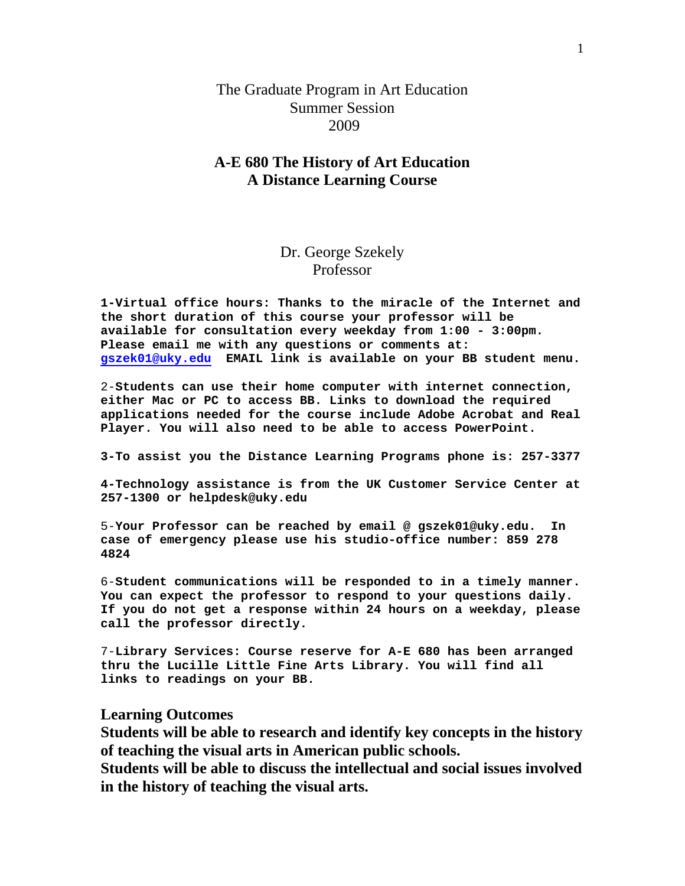The Graduate Program in Art Education
Summer Session
2009

## A-E 680 The History of Art Education
## A Distance Learning Course

Dr. George Szekely
Professor

**1-Virtual office hours: Thanks to the miracle of the Internet and the short duration of this course your professor will be available for consultation every weekday from 1:00 - 3:00pm. Please email me with any questions or comments at: gszek01@uky.edu EMAIL link is available on your BB student menu.**

2-**Students can use their home computer with internet connection, either Mac or PC to access BB. Links to download the required applications needed for the course include Adobe Acrobat and Real Player. You will also need to be able to access PowerPoint.**

**3-To assist you the Distance Learning Programs phone is: 257-3377**

**4-Technology assistance is from the UK Customer Service Center at 257-1300 or helpdesk@uky.edu**

5-**Your Professor can be reached by email @ gszek01@uky.edu. In case of emergency please use his studio-office number: 859 278 4824**

6-**Student communications will be responded to in a timely manner. You can expect the professor to respond to your questions daily. If you do not get a response within 24 hours on a weekday, please call the professor directly.**

7-**Library Services: Course reserve for A-E 680 has been arranged thru the Lucille Little Fine Arts Library. You will find all links to readings on your BB.**

### Learning Outcomes

**Students will be able to research and identify key concepts in the history of teaching the visual arts in American public schools.**

**Students will be able to discuss the intellectual and social issues involved in the history of teaching the visual arts.**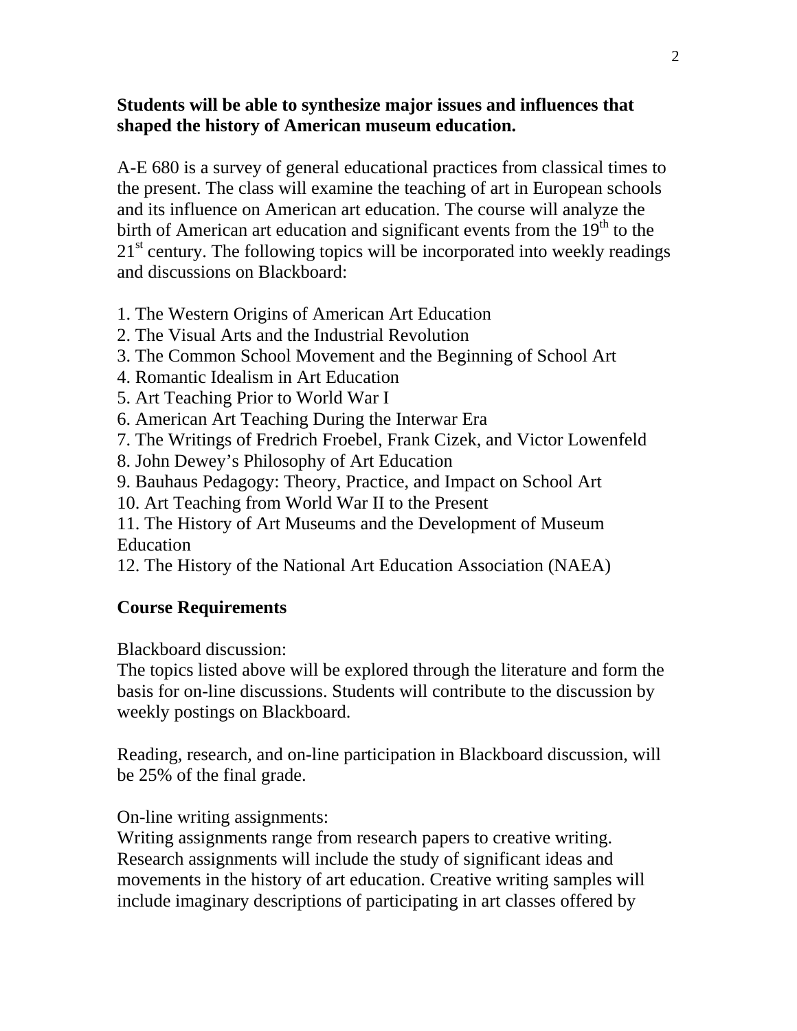**Students will be able to synthesize major issues and influences that shaped the history of American museum education.**

A-E 680 is a survey of general educational practices from classical times to the present. The class will examine the teaching of art in European schools and its influence on American art education. The course will analyze the birth of American art education and significant events from the 19th to the 21st century. The following topics will be incorporated into weekly readings and discussions on Blackboard:

1. The Western Origins of American Art Education
2. The Visual Arts and the Industrial Revolution
3. The Common School Movement and the Beginning of School Art
4. Romantic Idealism in Art Education
5. Art Teaching Prior to World War I
6. American Art Teaching During the Interwar Era
7. The Writings of Fredrich Froebel, Frank Cizek, and Victor Lowenfeld
8. John Dewey's Philosophy of Art Education
9. Bauhaus Pedagogy: Theory, Practice, and Impact on School Art
10. Art Teaching from World War II to the Present
11. The History of Art Museums and the Development of Museum Education
12. The History of the National Art Education Association (NAEA)

**Course Requirements**

Blackboard discussion:
The topics listed above will be explored through the literature and form the basis for on-line discussions. Students will contribute to the discussion by weekly postings on Blackboard.

Reading, research, and on-line participation in Blackboard discussion, will be 25% of the final grade.

On-line writing assignments:
Writing assignments range from research papers to creative writing. Research assignments will include the study of significant ideas and movements in the history of art education. Creative writing samples will include imaginary descriptions of participating in art classes offered by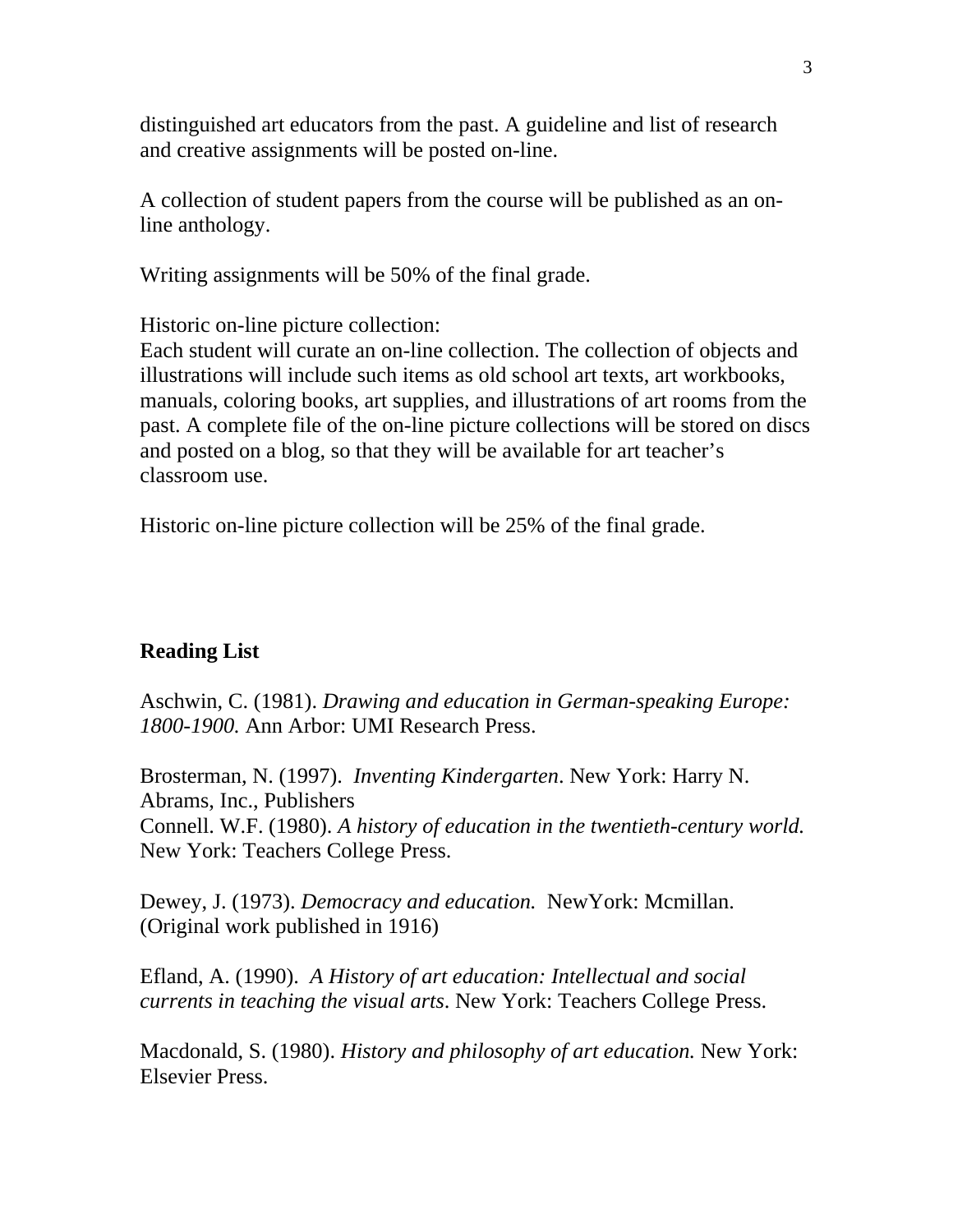distinguished art educators from the past. A guideline and list of research and creative assignments will be posted on-line.

A collection of student papers from the course will be published as an on-line anthology.

Writing assignments will be 50% of the final grade.

Historic on-line picture collection:
Each student will curate an on-line collection. The collection of objects and illustrations will include such items as old school art texts, art workbooks, manuals, coloring books, art supplies, and illustrations of art rooms from the past. A complete file of the on-line picture collections will be stored on discs and posted on a blog, so that they will be available for art teacher's classroom use.

Historic on-line picture collection will be 25% of the final grade.

**Reading List**

Aschwin, C. (1981). *Drawing and education in German-speaking Europe: 1800-1900.* Ann Arbor: UMI Research Press.

Brosterman, N. (1997). *Inventing Kindergarten*. New York: Harry N. Abrams, Inc., Publishers
Connell. W.F. (1980). *A history of education in the twentieth-century world.* New York: Teachers College Press.

Dewey, J. (1973). *Democracy and education.* NewYork: Mcmillan. (Original work published in 1916)

Efland, A. (1990). *A History of art education: Intellectual and social currents in teaching the visual arts*. New York: Teachers College Press.

Macdonald, S. (1980). *History and philosophy of art education.* New York: Elsevier Press.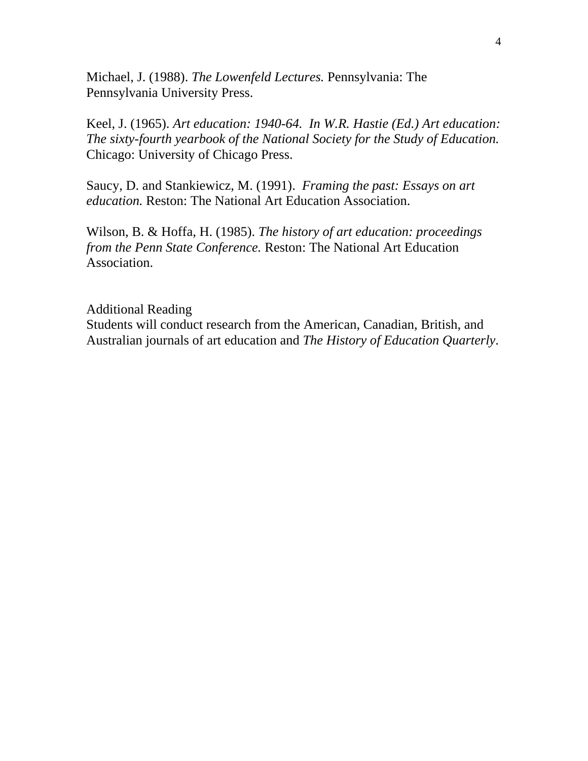Michael, J. (1988). *The Lowenfeld Lectures.* Pennsylvania: The Pennsylvania University Press.

Keel, J. (1965). *Art education: 1940-64. In W.R. Hastie (Ed.) Art education: The sixty-fourth yearbook of the National Society for the Study of Education.* Chicago: University of Chicago Press.

Saucy, D. and Stankiewicz, M. (1991). *Framing the past: Essays on art education.* Reston: The National Art Education Association.

Wilson, B. & Hoffa, H. (1985). *The history of art education: proceedings from the Penn State Conference.* Reston: The National Art Education Association.

Additional Reading

Students will conduct research from the American, Canadian, British, and Australian journals of art education and *The History of Education Quarterly*.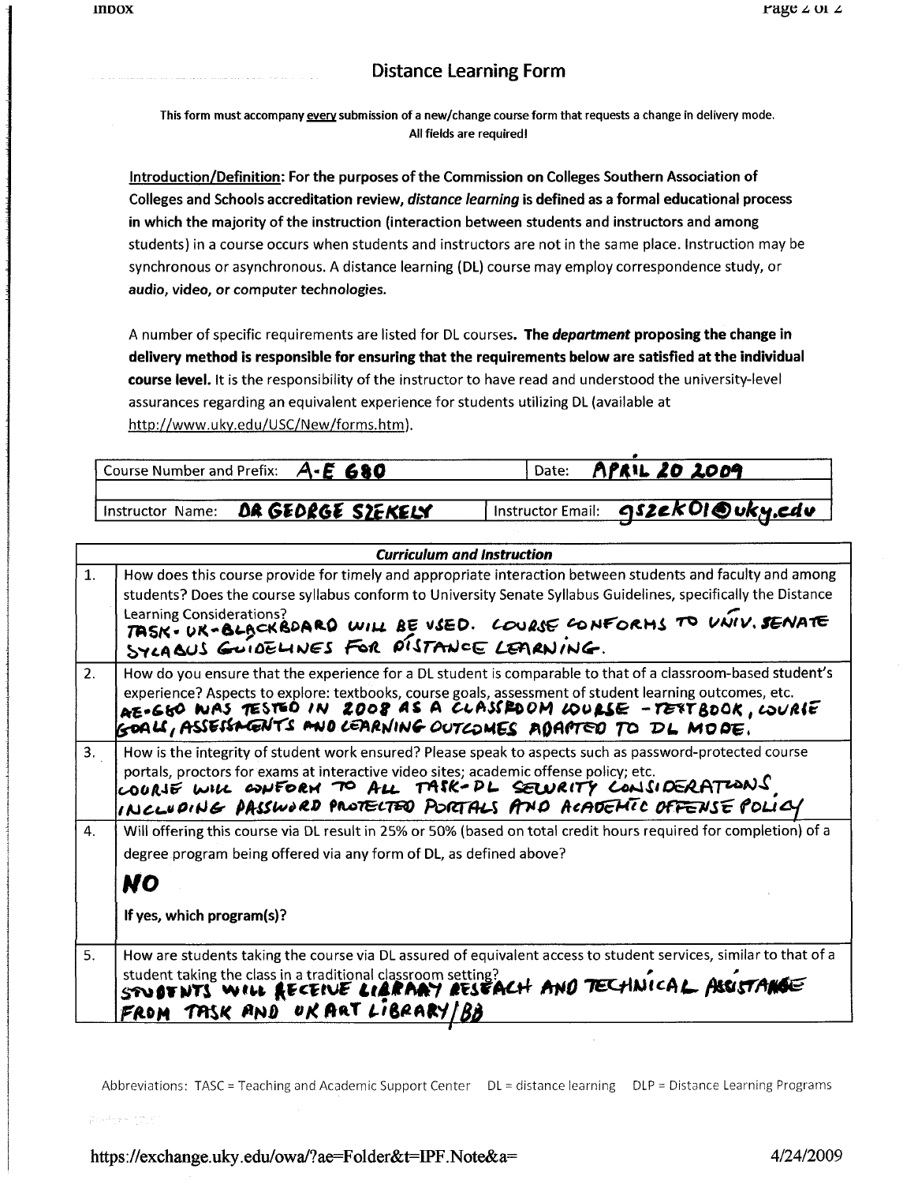# Distance Learning Form

**This form must accompany every submission of a new/change course form that requests a change in delivery mode. All fields are required!**

**Introduction/Definition: For the purposes of the Commission on Colleges Southern Association of Colleges and Schools accreditation review, *distance learning* is defined as a formal educational process in which the majority of the instruction (interaction between students and instructors and among** students) in a course occurs when students and instructors are not in the same place. Instruction may be synchronous or asynchronous. A distance learning (DL) course may employ correspondence study, or **audio, video, or computer technologies.**

A number of specific requirements are listed for DL courses. **The *department* proposing the change in delivery method is responsible for ensuring that the requirements below are satisfied at the individual course level.** It is the responsibility of the instructor to have read and understood the university-level assurances regarding an equivalent experience for students utilizing DL (available at http://www.uky.edu/USC/New/forms.htm).

| | |
|---|---|
| Course Number and Prefix: A-E 680 | Date: APRIL 20 2009 |
| Instructor Name: DR GEORGE SZEKELY | Instructor Email: gszek01@uky.edu |

| | *Curriculum and Instruction* |
|---|---|
| 1. | How does this course provide for timely and appropriate interaction between students and faculty and among students? Does the course syllabus conform to University Senate Syllabus Guidelines, specifically the Distance Learning Considerations? TASK-UK-BLACKBOARD WILL BE USED. COURSE CONFORMS TO UNIV. SENATE SYLABUS GUIDELINES FOR DISTANCE LEARNING. |
| 2. | How do you ensure that the experience for a DL student is comparable to that of a classroom-based student's experience? Aspects to explore: textbooks, course goals, assessment of student learning outcomes, etc. AE-680 WAS TESTED IN 2008 AS A CLASSROOM COURSE - TEXTBOOK, COURSE GOALS, ASSESSMENTS AND LEARNING OUTCOMES ADAPTED TO DL MODE. |
| 3. | How is the integrity of student work ensured? Please speak to aspects such as password-protected course portals, proctors for exams at interactive video sites; academic offense policy; etc. COURSE WILL CONFORM TO ALL TASK-DL SECURITY CONSIDERATIONS, INCLUDING PASSWORD PROTECTED PORTALS AND ACADEMIC OFFENSE POLICY |
| 4. | Will offering this course via DL result in 25% or 50% (based on total credit hours required for completion) of a degree program being offered via any form of DL, as defined above? **NO** If yes, which program(s)? |
| 5. | How are students taking the course via DL assured of equivalent access to student services, similar to that of a student taking the class in a traditional classroom setting? STUDENTS WILL RECEIVE LIBRARY RESEACH AND TECHNICAL ASSISTANCE FROM TASK AND UK ART LIBRARY/BB |

Abbreviations: TASC = Teaching and Academic Support Center DL = distance learning DLP = Distance Learning Programs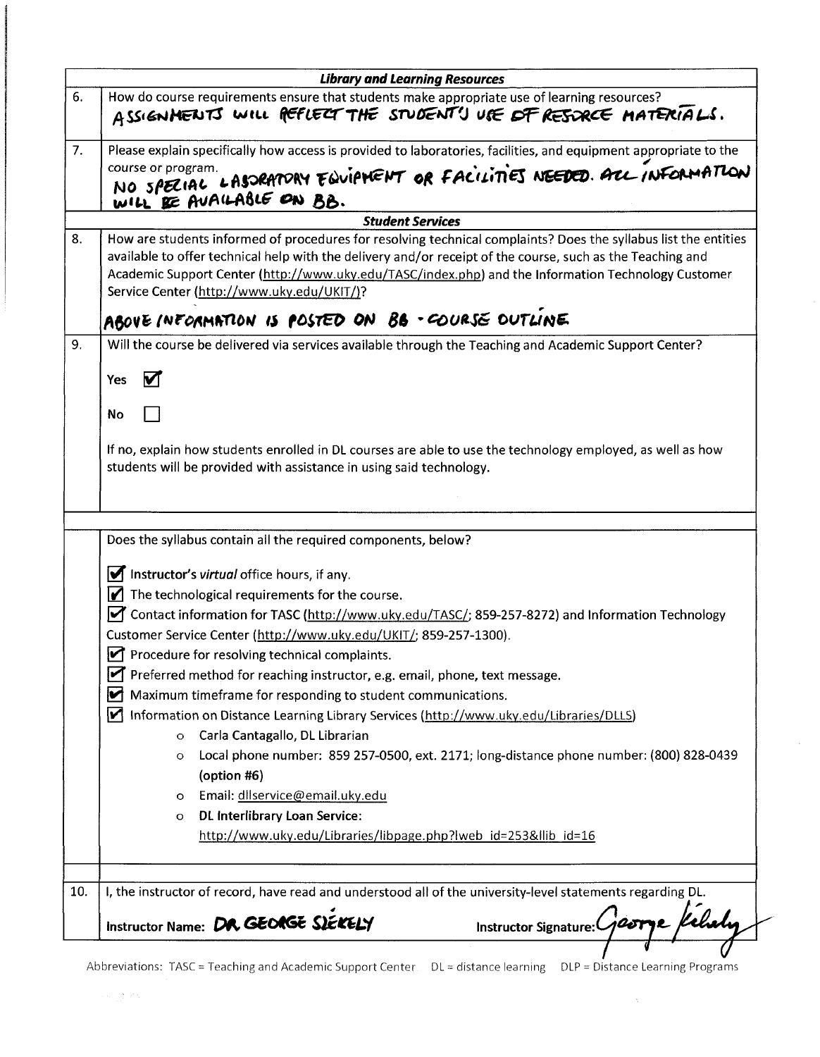| | |
|---|---|
| | ***Library and Learning Resources*** |
| 6. | How do course requirements ensure that students make appropriate use of learning resources? ASSIGNMENTS WILL REFLECT THE STUDENT'S USE OF RESORCE MATERIALS. |
| 7. | Please explain specifically how access is provided to laboratories, facilities, and equipment appropriate to the course or program. NO SPECIAL LABORATORY EQUIPMENT OR FACILITIES NEEDED. ALL INFORMATION WILL BE AVAILABLE ON BB. |
| | ***Student Services*** |
| 8. | How are students informed of procedures for resolving technical complaints? Does the syllabus list the entities available to offer technical help with the delivery and/or receipt of the course, such as the Teaching and Academic Support Center (http://www.uky.edu/TASC/index.php) and the Information Technology Customer Service Center (http://www.uky.edu/UKIT/)? ABOVE INFORMATION IS POSTED ON BB - COURSE OUTLINE |
| 9. | Will the course be delivered via services available through the Teaching and Academic Support Center? Yes ☑ No ☐ If no, explain how students enrolled in DL courses are able to use the technology employed, as well as how students will be provided with assistance in using said technology. |
| | Does the syllabus contain all the required components, below? ☑ Instructor's *virtual* office hours, if any. ☑ The technological requirements for the course. ☑ Contact information for TASC (http://www.uky.edu/TASC/; 859-257-8272) and Information Technology Customer Service Center (http://www.uky.edu/UKIT/; 859-257-1300). ☑ Procedure for resolving technical complaints. ☑ Preferred method for reaching instructor, e.g. email, phone, text message. ☑ Maximum timeframe for responding to student communications. ☑ Information on Distance Learning Library Services (http://www.uky.edu/Libraries/DLLS) ○ Carla Cantagallo, DL Librarian ○ Local phone number: 859 257-0500, ext. 2171; long-distance phone number: (800) 828-0439 **(option #6)** ○ Email: dllservice@email.uky.edu ○ **DL Interlibrary Loan Service:** http://www.uky.edu/Libraries/libpage.php?lweb_id=253&llib_id=16 |
| 10. | I, the instructor of record, have read and understood all of the university-level statements regarding DL. **Instructor Name:** DR. GEORGE SZEKELY **Instructor Signature:** George Szekely |

Abbreviations: TASC = Teaching and Academic Support Center DL = distance learning DLP = Distance Learning Programs